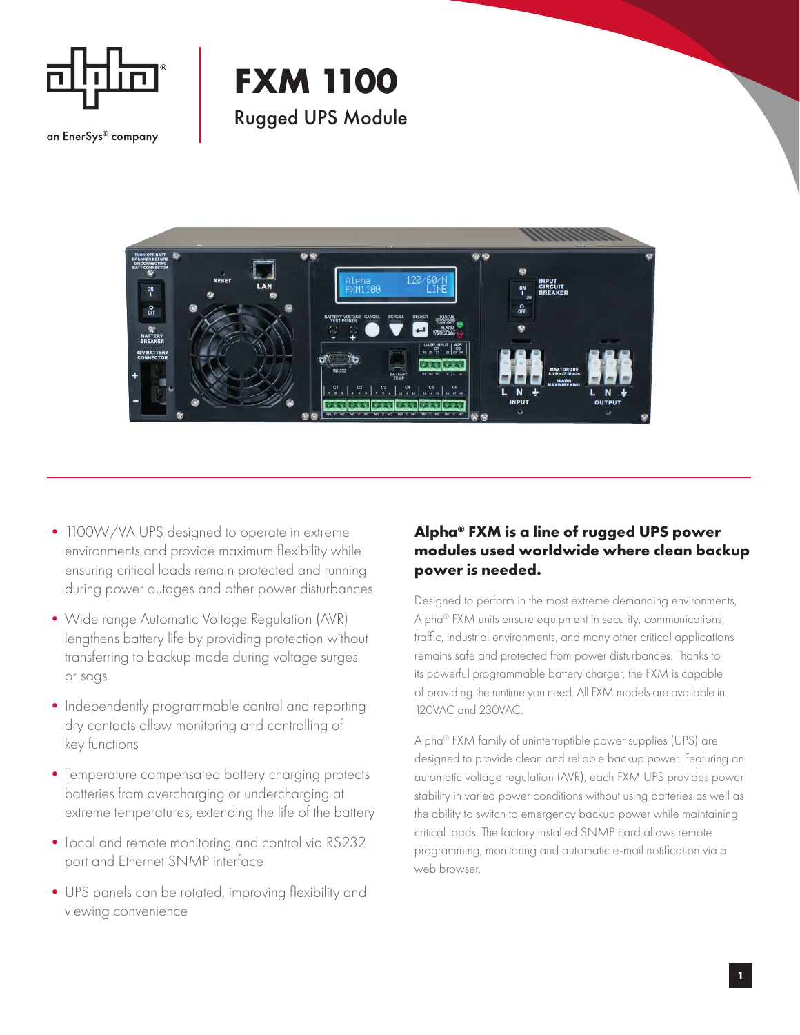an EnerSys® company

# FXM 1100

## Rugged UPS Module

- 1100W/VA UPS designed to operate in extreme environments and provide maximum flexibility while ensuring critical loads remain protected and running during power outages and other power disturbances
- Wide range Automatic Voltage Regulation (AVR) lengthens battery life by providing protection without transferring to backup mode during voltage surges or sags
- Independently programmable control and reporting dry contacts allow monitoring and controlling of key functions
- Temperature compensated battery charging protects batteries from overcharging or undercharging at extreme temperatures, extending the life of the battery
- Local and remote monitoring and control via RS232 port and Ethernet SNMP interface
- UPS panels can be rotated, improving flexibility and viewing convenience

### Alpha® FXM is a line of rugged UPS power modules used worldwide where clean backup power is needed.

Designed to perform in the most extreme demanding environments, Alpha® FXM units ensure equipment in security, communications, traffic, industrial environments, and many other critical applications remains safe and protected from power disturbances. Thanks to its powerful programmable battery charger, the FXM is capable of providing the runtime you need. All FXM models are available in 120VAC and 230VAC.

Alpha® FXM family of uninterruptible power supplies (UPS) are designed to provide clean and reliable backup power. Featuring an automatic voltage regulation (AVR), each FXM UPS provides power stability in varied power conditions without using batteries as well as the ability to switch to emergency backup power while maintaining critical loads. The factory installed SNMP card allows remote programming, monitoring and automatic e-mail notification via a web browser.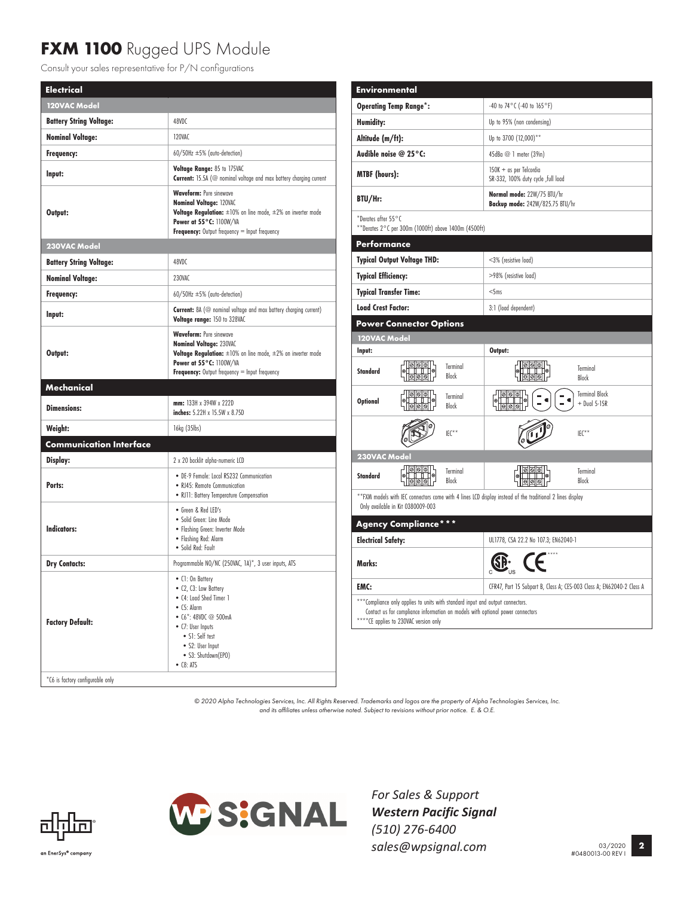# **FXM 1100** Rugged UPS Module

Consult your sales representative for P/N configurations

| **Electrical** | |
|---|---|
| **120VAC Model** | |
| **Battery String Voltage:** | 48VDC |
| **Nominal Voltage:** | 120VAC |
| **Frequency:** | 60/50Hz ±5% (auto-detection) |
| **Input:** | **Voltage Range:** 85 to 175VAC<br>**Current:** 15.5A (@ nominal voltage and max battery charging current |
| **Output:** | **Waveform:** Pure sinewave<br>**Nominal Voltage:** 120VAC<br>**Voltage Regulation:** ±10% on line mode, ±2% on inverter mode<br>**Power at 55°C:** 1100W/VA<br>**Frequency:** Output frequency = Input frequency |
| **230VAC Model** | |
| **Battery String Voltage:** | 48VDC |
| **Nominal Voltage:** | 230VAC |
| **Frequency:** | 60/50Hz ±5% (auto-detection) |
| **Input:** | **Current:** 8A (@ nominal voltage and max battery charging current)<br>**Voltage range:** 150 to 328VAC |
| **Output:** | **Waveform:** Pure sinewave<br>**Nominal Voltage:** 230VAC<br>**Voltage Regulation:** ±10% on line mode, ±2% on inverter mode<br>**Power at 55°C:** 1100W/VA<br>**Frequency:** Output frequency = Input frequency |

| **Mechanical** | |
|---|---|
| **Dimensions:** | **mm:** 133H x 394W x 222D<br>**inches:** 5.22H x 15.5W x 8.75D |
| **Weight:** | 16kg (35lbs) |

| **Communication Interface** | |
|---|---|
| **Display:** | 2 x 20 backlit alpha-numeric LCD |
| **Ports:** | • DE-9 Female: Local RS232 Communication<br>• RJ45: Remote Communication<br>• RJ11: Battery Temperature Compensation |
| **Indicators:** | • Green & Red LED's<br>• Solid Green: Line Mode<br>• Flashing Green: Inverter Mode<br>• Flashing Red: Alarm<br>• Solid Red: Fault |
| **Dry Contacts:** | Programmable NO/NC (250VAC, 1A)*, 3 user inputs, ATS |
| **Factory Default:** | • C1: On Battery<br>• C2, C3: Low Battery<br>• C4: Load Shed Timer 1<br>• C5: Alarm<br>• C6*: 48VDC @ 500mA<br>• C7: User Inputs<br>  • S1: Self test<br>  • S2: User Input<br>  • S3: Shutdown(EPO)<br>• C8: ATS |

*C6 is factory configurable only

| **Environmental** | |
|---|---|
| **Operating Temp Range*:** | -40 to 74°C (-40 to 165°F) |
| **Humidity:** | Up to 95% (non condensing) |
| **Altitude (m/ft):** | Up to 3700 (12,000)** |
| **Audible noise @ 25°C:** | 45dBa @ 1 meter (39in) |
| **MTBF (hours):** | 150K + as per Telcordia<br>SR-332, 100% duty cycle ,full load |
| **BTU/Hr:** | **Normal mode:** 22W/75 BTU/hr<br>**Backup mode:** 242W/825.75 BTU/hr |

*Derates after 55°C
**Derates 2°C per 300m (1000ft) above 1400m (4500ft)

| **Performance** | |
|---|---|
| **Typical Output Voltage THD:** | <3% (resistive load) |
| **Typical Efficiency:** | >98% (resistive load) |
| **Typical Transfer Time:** | <5ms |
| **Load Crest Factor:** | 3:1 (load dependent) |

| **Power Connector Options** | | |
|---|---|---|
| **120VAC Model** | | |
| | **Input:** | **Output:** |
| **Standard** | Terminal Block | Terminal Block |
| **Optional** | Terminal Block | Terminal Block + Dual 5-15R |
| | IEC** | IEC** |
| **230VAC Model** | | |
| **Standard** | Terminal Block | Terminal Block |

**FXM models with IEC connectors come with 4 lines LCD display instead of the traditional 2 lines display
Only available in Kit 0380009-003

| **Agency Compliance***** | |
|---|---|
| **Electrical Safety:** | UL1778, CSA 22.2 No 107.3; EN62040-1 |
| **Marks:** | c SP us CE**** |
| **EMC:** | CFR47, Part 15 Subpart B, Class A; CES-003 Class A; EN62040-2 Class A |

***Compliance only applies to units with standard input and output connectors.
Contact us for compliance information on models with optional power connectors
****CE applies to 230VAC version only

*© 2020 Alpha Technologies Services, Inc. All Rights Reserved. Trademarks and logos are the property of Alpha Technologies Services, Inc. and its affiliates unless otherwise noted. Subject to revisions without prior notice. E. & O.E.*

an EnerSys® company

*For Sales & Support*
***Western Pacific Signal***
*(510) 276-6400*
*sales@wpsignal.com*

03/2020
#0480013-00 REV I